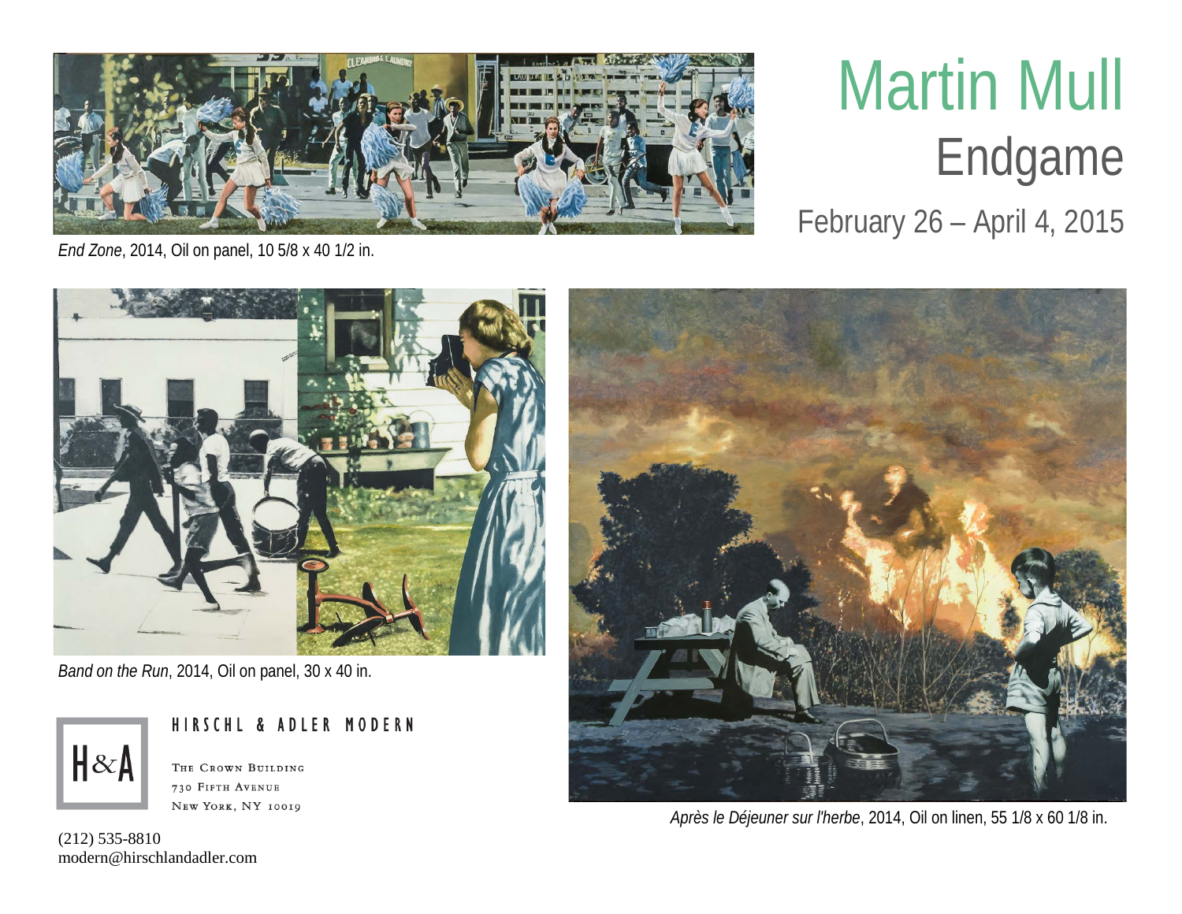# Martin Mull

## Endgame

February 26 – April 4, 2015

*End Zone*, 2014, Oil on panel, 10 5/8 x 40 1/2 in.

*Band on the Run*, 2014, Oil on panel, 30 x 40 in.

*Après le Déjeuner sur l'herbe*, 2014, Oil on linen, 55 1/8 x 60 1/8 in.

H&A

HIRSCHL & ADLER MODERN

The Crown Building
730 Fifth Avenue
New York, NY 10019

(212) 535-8810
modern@hirschlandadler.com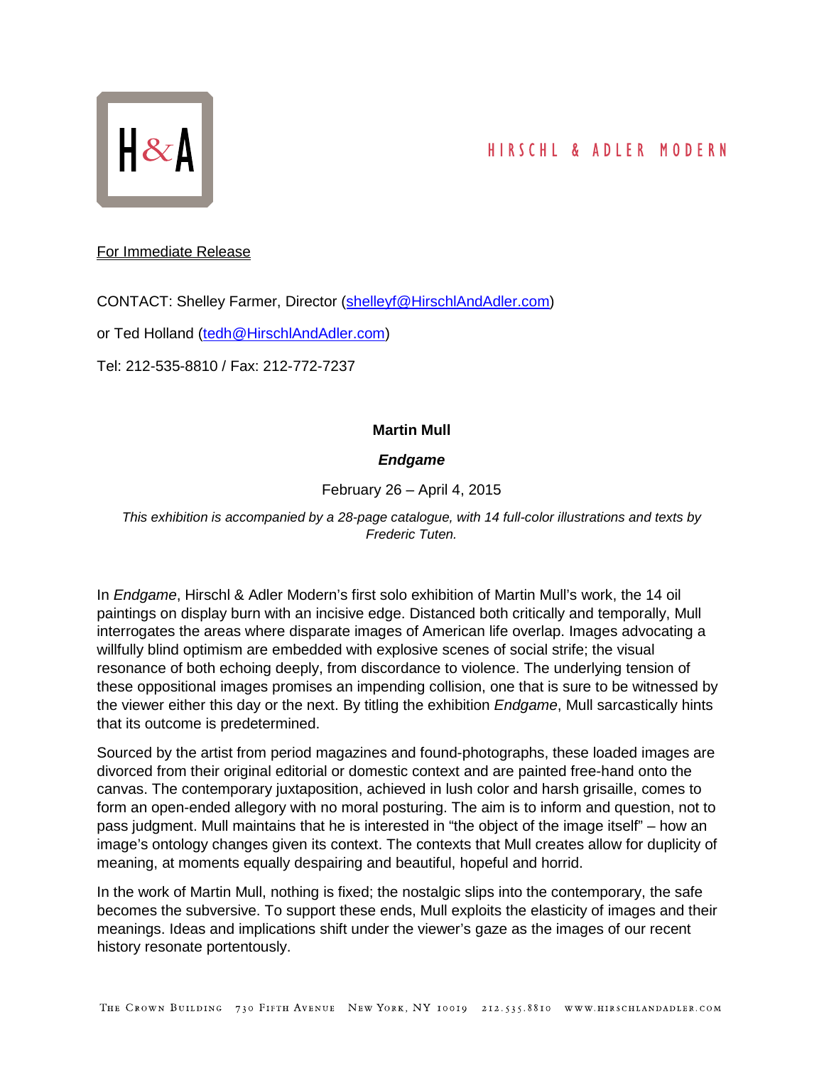HIRSCHL & ADLER MODERN

<u>For Immediate Release</u>

CONTACT: Shelley Farmer, Director (shelleyf@HirschlAndAdler.com)

or Ted Holland (tedh@HirschlAndAdler.com)

Tel: 212-535-8810 / Fax: 212-772-7237

**Martin Mull**

***Endgame***

February 26 – April 4, 2015

*This exhibition is accompanied by a 28-page catalogue, with 14 full-color illustrations and texts by Frederic Tuten.*

In *Endgame*, Hirschl & Adler Modern's first solo exhibition of Martin Mull's work, the 14 oil paintings on display burn with an incisive edge. Distanced both critically and temporally, Mull interrogates the areas where disparate images of American life overlap. Images advocating a willfully blind optimism are embedded with explosive scenes of social strife; the visual resonance of both echoing deeply, from discordance to violence. The underlying tension of these oppositional images promises an impending collision, one that is sure to be witnessed by the viewer either this day or the next. By titling the exhibition *Endgame*, Mull sarcastically hints that its outcome is predetermined.

Sourced by the artist from period magazines and found-photographs, these loaded images are divorced from their original editorial or domestic context and are painted free-hand onto the canvas. The contemporary juxtaposition, achieved in lush color and harsh grisaille, comes to form an open-ended allegory with no moral posturing. The aim is to inform and question, not to pass judgment. Mull maintains that he is interested in "the object of the image itself" – how an image's ontology changes given its context. The contexts that Mull creates allow for duplicity of meaning, at moments equally despairing and beautiful, hopeful and horrid.

In the work of Martin Mull, nothing is fixed; the nostalgic slips into the contemporary, the safe becomes the subversive. To support these ends, Mull exploits the elasticity of images and their meanings. Ideas and implications shift under the viewer's gaze as the images of our recent history resonate portentously.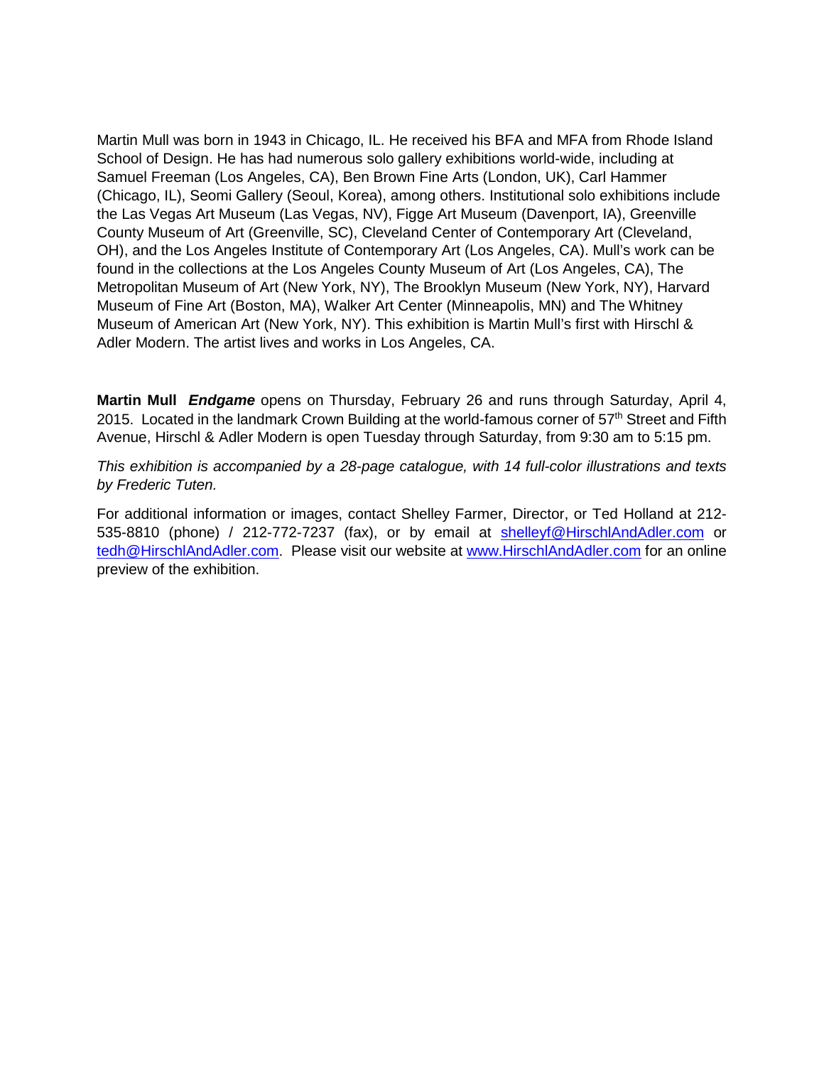Martin Mull was born in 1943 in Chicago, IL. He received his BFA and MFA from Rhode Island School of Design. He has had numerous solo gallery exhibitions world-wide, including at Samuel Freeman (Los Angeles, CA), Ben Brown Fine Arts (London, UK), Carl Hammer (Chicago, IL), Seomi Gallery (Seoul, Korea), among others. Institutional solo exhibitions include the Las Vegas Art Museum (Las Vegas, NV), Figge Art Museum (Davenport, IA), Greenville County Museum of Art (Greenville, SC), Cleveland Center of Contemporary Art (Cleveland, OH), and the Los Angeles Institute of Contemporary Art (Los Angeles, CA). Mull's work can be found in the collections at the Los Angeles County Museum of Art (Los Angeles, CA), The Metropolitan Museum of Art (New York, NY), The Brooklyn Museum (New York, NY), Harvard Museum of Fine Art (Boston, MA), Walker Art Center (Minneapolis, MN) and The Whitney Museum of American Art (New York, NY). This exhibition is Martin Mull's first with Hirschl & Adler Modern. The artist lives and works in Los Angeles, CA.

**Martin Mull** ***Endgame*** opens on Thursday, February 26 and runs through Saturday, April 4, 2015. Located in the landmark Crown Building at the world-famous corner of 57th Street and Fifth Avenue, Hirschl & Adler Modern is open Tuesday through Saturday, from 9:30 am to 5:15 pm.

*This exhibition is accompanied by a 28-page catalogue, with 14 full-color illustrations and texts by Frederic Tuten.*

For additional information or images, contact Shelley Farmer, Director, or Ted Holland at 212-535-8810 (phone) / 212-772-7237 (fax), or by email at shelleyf@HirschlAndAdler.com or tedh@HirschlAndAdler.com. Please visit our website at www.HirschlAndAdler.com for an online preview of the exhibition.